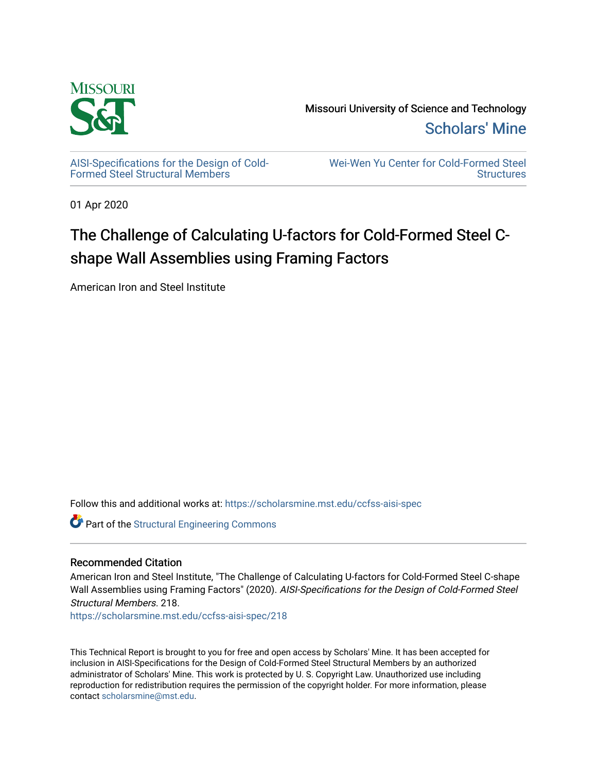Missouri University of Science and Technology

Scholars' Mine

AISI-Specifications for the Design of Cold-Formed Steel Structural Members

Wei-Wen Yu Center for Cold-Formed Steel Structures

01 Apr 2020

# The Challenge of Calculating U-factors for Cold-Formed Steel C-shape Wall Assemblies using Framing Factors

American Iron and Steel Institute

Follow this and additional works at: https://scholarsmine.mst.edu/ccfss-aisi-spec

Part of the Structural Engineering Commons

## Recommended Citation

American Iron and Steel Institute, "The Challenge of Calculating U-factors for Cold-Formed Steel C-shape Wall Assemblies using Framing Factors" (2020). *AISI-Specifications for the Design of Cold-Formed Steel Structural Members*. 218.
https://scholarsmine.mst.edu/ccfss-aisi-spec/218

This Technical Report is brought to you for free and open access by Scholars' Mine. It has been accepted for inclusion in AISI-Specifications for the Design of Cold-Formed Steel Structural Members by an authorized administrator of Scholars' Mine. This work is protected by U. S. Copyright Law. Unauthorized use including reproduction for redistribution requires the permission of the copyright holder. For more information, please contact scholarsmine@mst.edu.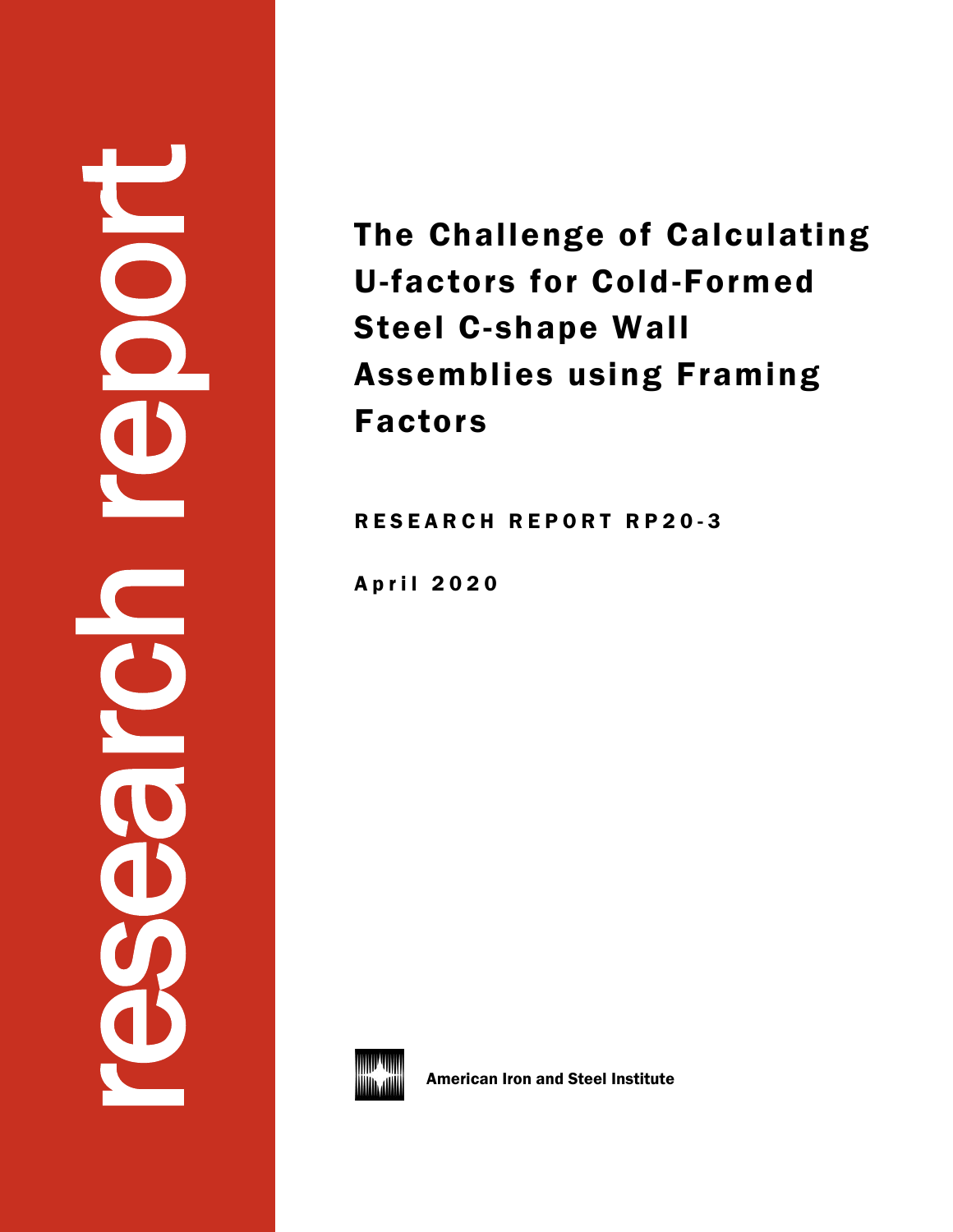research report

# The Challenge of Calculating U-factors for Cold-Formed Steel C-shape Wall Assemblies using Framing Factors

RESEARCH REPORT RP20-3

April 2020

American Iron and Steel Institute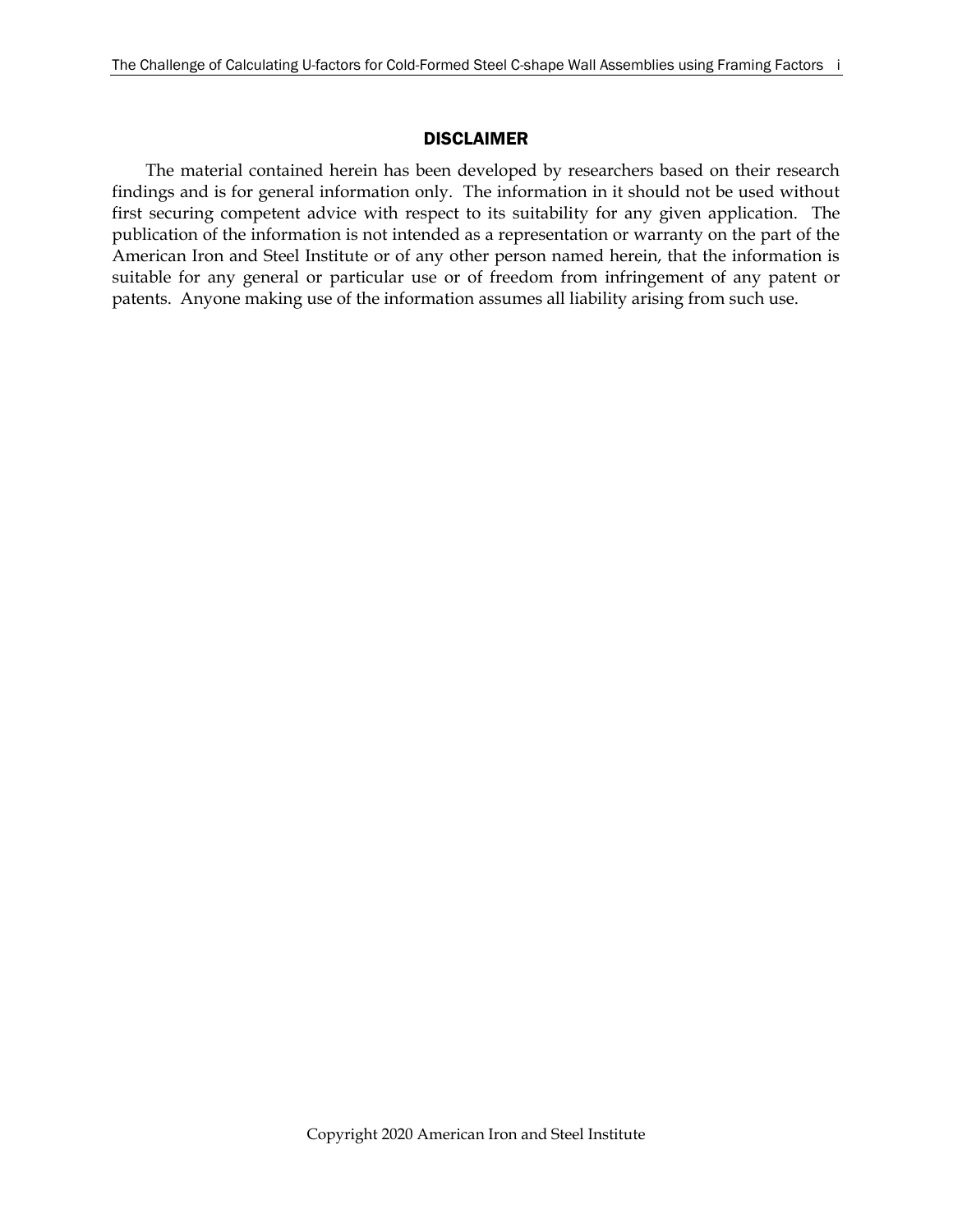## DISCLAIMER

The material contained herein has been developed by researchers based on their research findings and is for general information only. The information in it should not be used without first securing competent advice with respect to its suitability for any given application. The publication of the information is not intended as a representation or warranty on the part of the American Iron and Steel Institute or of any other person named herein, that the information is suitable for any general or particular use or of freedom from infringement of any patent or patents. Anyone making use of the information assumes all liability arising from such use.

Copyright 2020 American Iron and Steel Institute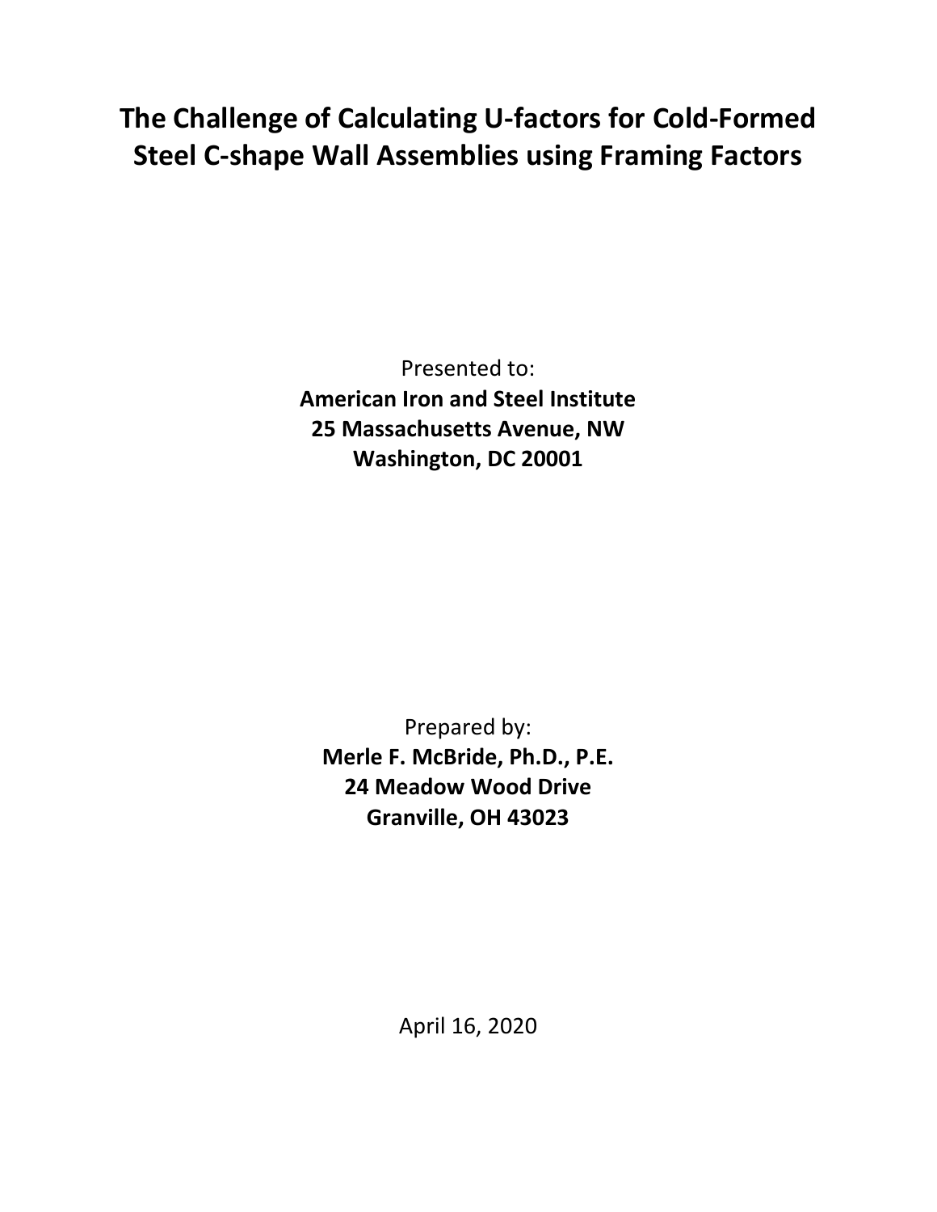# The Challenge of Calculating U-factors for Cold-Formed Steel C-shape Wall Assemblies using Framing Factors

Presented to:
**American Iron and Steel Institute**
**25 Massachusetts Avenue, NW**
**Washington, DC 20001**

Prepared by:
**Merle F. McBride, Ph.D., P.E.**
**24 Meadow Wood Drive**
**Granville, OH 43023**

April 16, 2020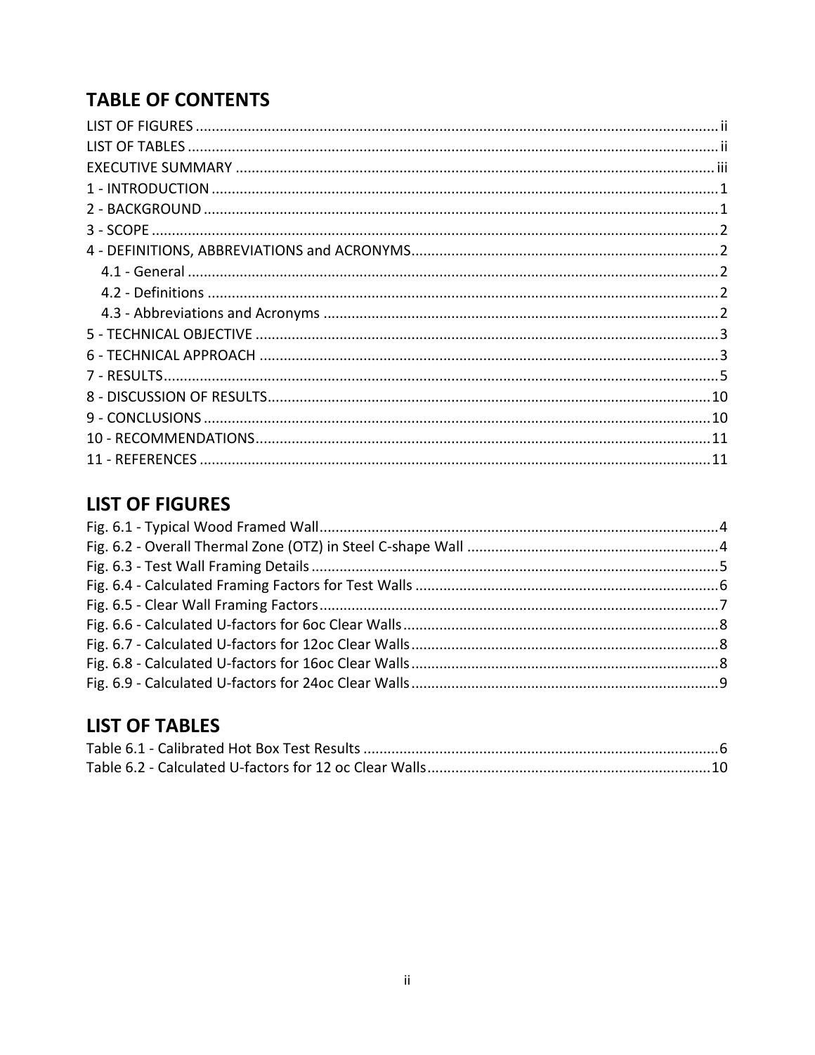## TABLE OF CONTENTS

LIST OF FIGURES ..... ii
LIST OF TABLES ..... ii
EXECUTIVE SUMMARY ..... iii
1 - INTRODUCTION ..... 1
2 - BACKGROUND ..... 1
3 - SCOPE ..... 2
4 - DEFINITIONS, ABBREVIATIONS and ACRONYMS ..... 2
- 4.1 - General ..... 2
- 4.2 - Definitions ..... 2
- 4.3 - Abbreviations and Acronyms ..... 2

5 - TECHNICAL OBJECTIVE ..... 3
6 - TECHNICAL APPROACH ..... 3
7 - RESULTS ..... 5
8 - DISCUSSION OF RESULTS ..... 10
9 - CONCLUSIONS ..... 10
10 - RECOMMENDATIONS ..... 11
11 - REFERENCES ..... 11

## LIST OF FIGURES

Fig. 6.1 - Typical Wood Framed Wall ..... 4
Fig. 6.2 - Overall Thermal Zone (OTZ) in Steel C-shape Wall ..... 4
Fig. 6.3 - Test Wall Framing Details ..... 5
Fig. 6.4 - Calculated Framing Factors for Test Walls ..... 6
Fig. 6.5 - Clear Wall Framing Factors ..... 7
Fig. 6.6 - Calculated U-factors for 6oc Clear Walls ..... 8
Fig. 6.7 - Calculated U-factors for 12oc Clear Walls ..... 8
Fig. 6.8 - Calculated U-factors for 16oc Clear Walls ..... 8
Fig. 6.9 - Calculated U-factors for 24oc Clear Walls ..... 9

## LIST OF TABLES

Table 6.1 - Calibrated Hot Box Test Results ..... 6
Table 6.2 - Calculated U-factors for 12 oc Clear Walls ..... 10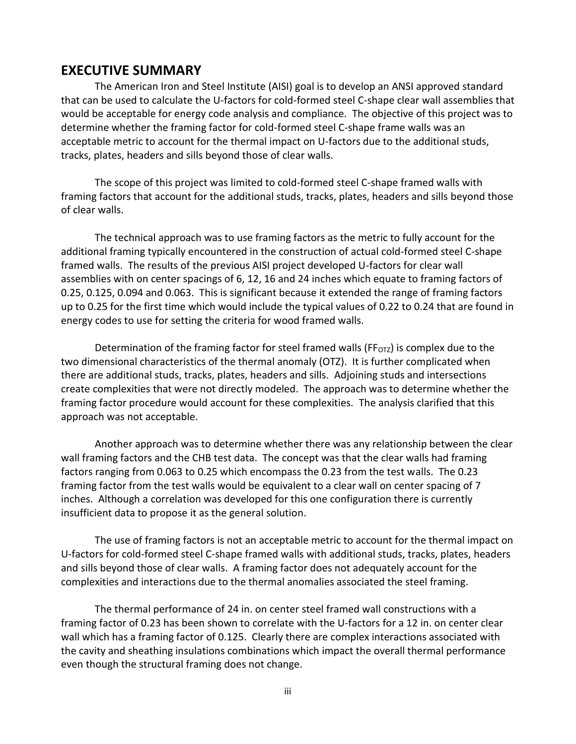## EXECUTIVE SUMMARY

The American Iron and Steel Institute (AISI) goal is to develop an ANSI approved standard that can be used to calculate the U-factors for cold-formed steel C-shape clear wall assemblies that would be acceptable for energy code analysis and compliance. The objective of this project was to determine whether the framing factor for cold-formed steel C-shape frame walls was an acceptable metric to account for the thermal impact on U-factors due to the additional studs, tracks, plates, headers and sills beyond those of clear walls.

The scope of this project was limited to cold-formed steel C-shape framed walls with framing factors that account for the additional studs, tracks, plates, headers and sills beyond those of clear walls.

The technical approach was to use framing factors as the metric to fully account for the additional framing typically encountered in the construction of actual cold-formed steel C-shape framed walls. The results of the previous AISI project developed U-factors for clear wall assemblies with on center spacings of 6, 12, 16 and 24 inches which equate to framing factors of 0.25, 0.125, 0.094 and 0.063. This is significant because it extended the range of framing factors up to 0.25 for the first time which would include the typical values of 0.22 to 0.24 that are found in energy codes to use for setting the criteria for wood framed walls.

Determination of the framing factor for steel framed walls ($FF_{OTZ}$) is complex due to the two dimensional characteristics of the thermal anomaly (OTZ). It is further complicated when there are additional studs, tracks, plates, headers and sills. Adjoining studs and intersections create complexities that were not directly modeled. The approach was to determine whether the framing factor procedure would account for these complexities. The analysis clarified that this approach was not acceptable.

Another approach was to determine whether there was any relationship between the clear wall framing factors and the CHB test data. The concept was that the clear walls had framing factors ranging from 0.063 to 0.25 which encompass the 0.23 from the test walls. The 0.23 framing factor from the test walls would be equivalent to a clear wall on center spacing of 7 inches. Although a correlation was developed for this one configuration there is currently insufficient data to propose it as the general solution.

The use of framing factors is not an acceptable metric to account for the thermal impact on U-factors for cold-formed steel C-shape framed walls with additional studs, tracks, plates, headers and sills beyond those of clear walls. A framing factor does not adequately account for the complexities and interactions due to the thermal anomalies associated the steel framing.

The thermal performance of 24 in. on center steel framed wall constructions with a framing factor of 0.23 has been shown to correlate with the U-factors for a 12 in. on center clear wall which has a framing factor of 0.125. Clearly there are complex interactions associated with the cavity and sheathing insulations combinations which impact the overall thermal performance even though the structural framing does not change.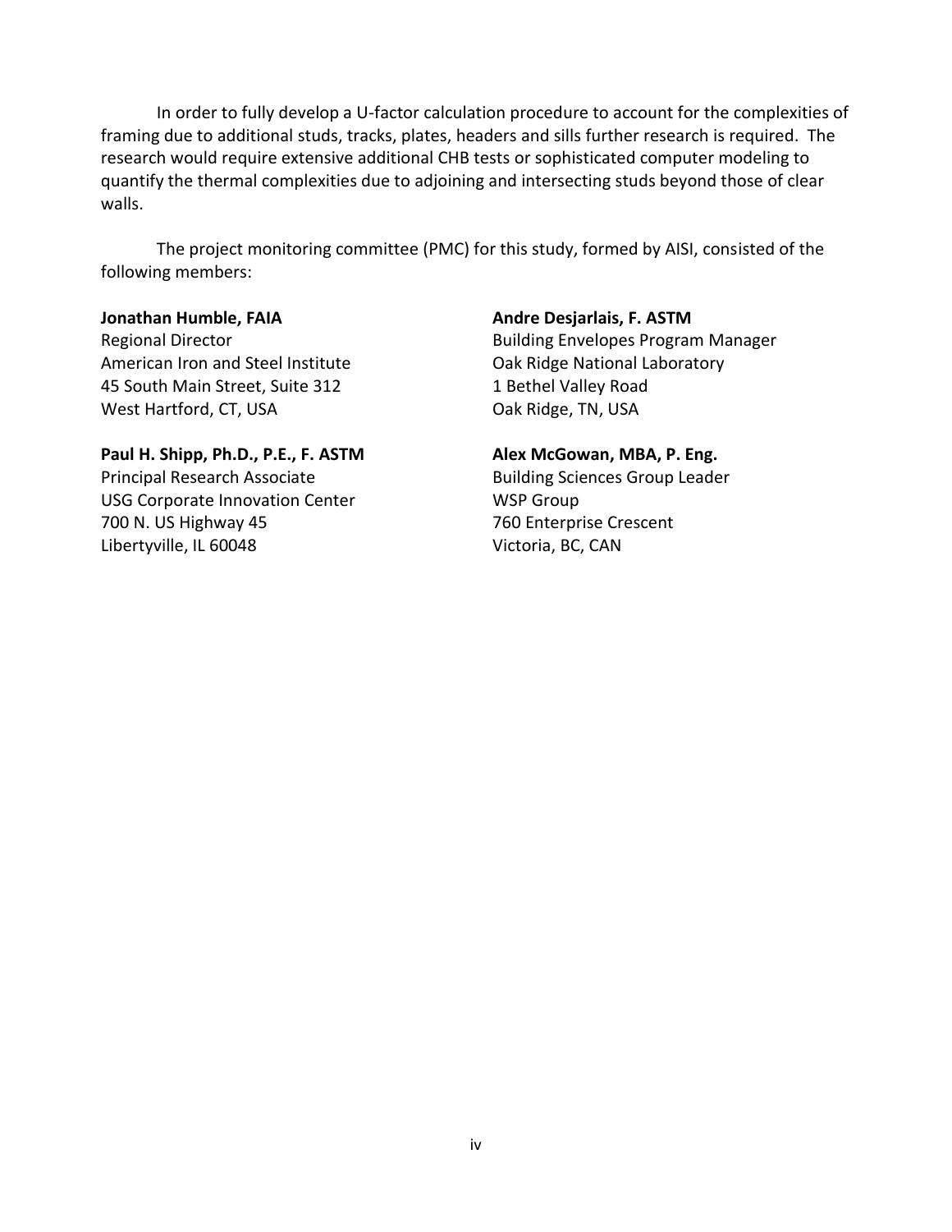In order to fully develop a U-factor calculation procedure to account for the complexities of framing due to additional studs, tracks, plates, headers and sills further research is required. The research would require extensive additional CHB tests or sophisticated computer modeling to quantify the thermal complexities due to adjoining and intersecting studs beyond those of clear walls.

The project monitoring committee (PMC) for this study, formed by AISI, consisted of the following members:

**Jonathan Humble, FAIA**
Regional Director
American Iron and Steel Institute
45 South Main Street, Suite 312
West Hartford, CT, USA

**Paul H. Shipp, Ph.D., P.E., F. ASTM**
Principal Research Associate
USG Corporate Innovation Center
700 N. US Highway 45
Libertyville, IL 60048

**Andre Desjarlais, F. ASTM**
Building Envelopes Program Manager
Oak Ridge National Laboratory
1 Bethel Valley Road
Oak Ridge, TN, USA

**Alex McGowan, MBA, P. Eng.**
Building Sciences Group Leader
WSP Group
760 Enterprise Crescent
Victoria, BC, CAN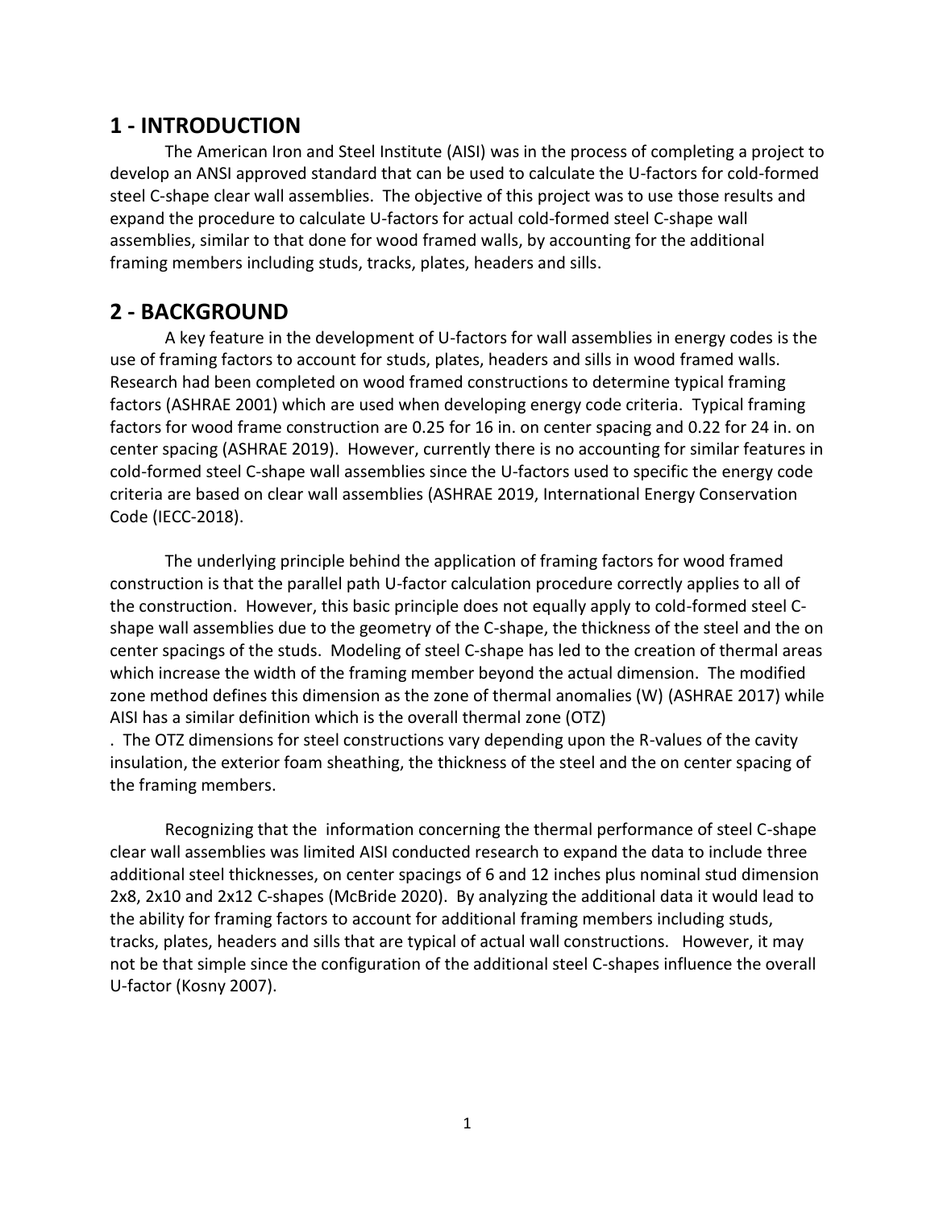## 1 - INTRODUCTION

The American Iron and Steel Institute (AISI) was in the process of completing a project to develop an ANSI approved standard that can be used to calculate the U-factors for cold-formed steel C-shape clear wall assemblies. The objective of this project was to use those results and expand the procedure to calculate U-factors for actual cold-formed steel C-shape wall assemblies, similar to that done for wood framed walls, by accounting for the additional framing members including studs, tracks, plates, headers and sills.

## 2 - BACKGROUND

A key feature in the development of U-factors for wall assemblies in energy codes is the use of framing factors to account for studs, plates, headers and sills in wood framed walls. Research had been completed on wood framed constructions to determine typical framing factors (ASHRAE 2001) which are used when developing energy code criteria. Typical framing factors for wood frame construction are 0.25 for 16 in. on center spacing and 0.22 for 24 in. on center spacing (ASHRAE 2019). However, currently there is no accounting for similar features in cold-formed steel C-shape wall assemblies since the U-factors used to specific the energy code criteria are based on clear wall assemblies (ASHRAE 2019, International Energy Conservation Code (IECC-2018).

The underlying principle behind the application of framing factors for wood framed construction is that the parallel path U-factor calculation procedure correctly applies to all of the construction. However, this basic principle does not equally apply to cold-formed steel C-shape wall assemblies due to the geometry of the C-shape, the thickness of the steel and the on center spacings of the studs. Modeling of steel C-shape has led to the creation of thermal areas which increase the width of the framing member beyond the actual dimension. The modified zone method defines this dimension as the zone of thermal anomalies (W) (ASHRAE 2017) while AISI has a similar definition which is the overall thermal zone (OTZ)
. The OTZ dimensions for steel constructions vary depending upon the R-values of the cavity insulation, the exterior foam sheathing, the thickness of the steel and the on center spacing of the framing members.

Recognizing that the information concerning the thermal performance of steel C-shape clear wall assemblies was limited AISI conducted research to expand the data to include three additional steel thicknesses, on center spacings of 6 and 12 inches plus nominal stud dimension 2x8, 2x10 and 2x12 C-shapes (McBride 2020). By analyzing the additional data it would lead to the ability for framing factors to account for additional framing members including studs, tracks, plates, headers and sills that are typical of actual wall constructions. However, it may not be that simple since the configuration of the additional steel C-shapes influence the overall U-factor (Kosny 2007).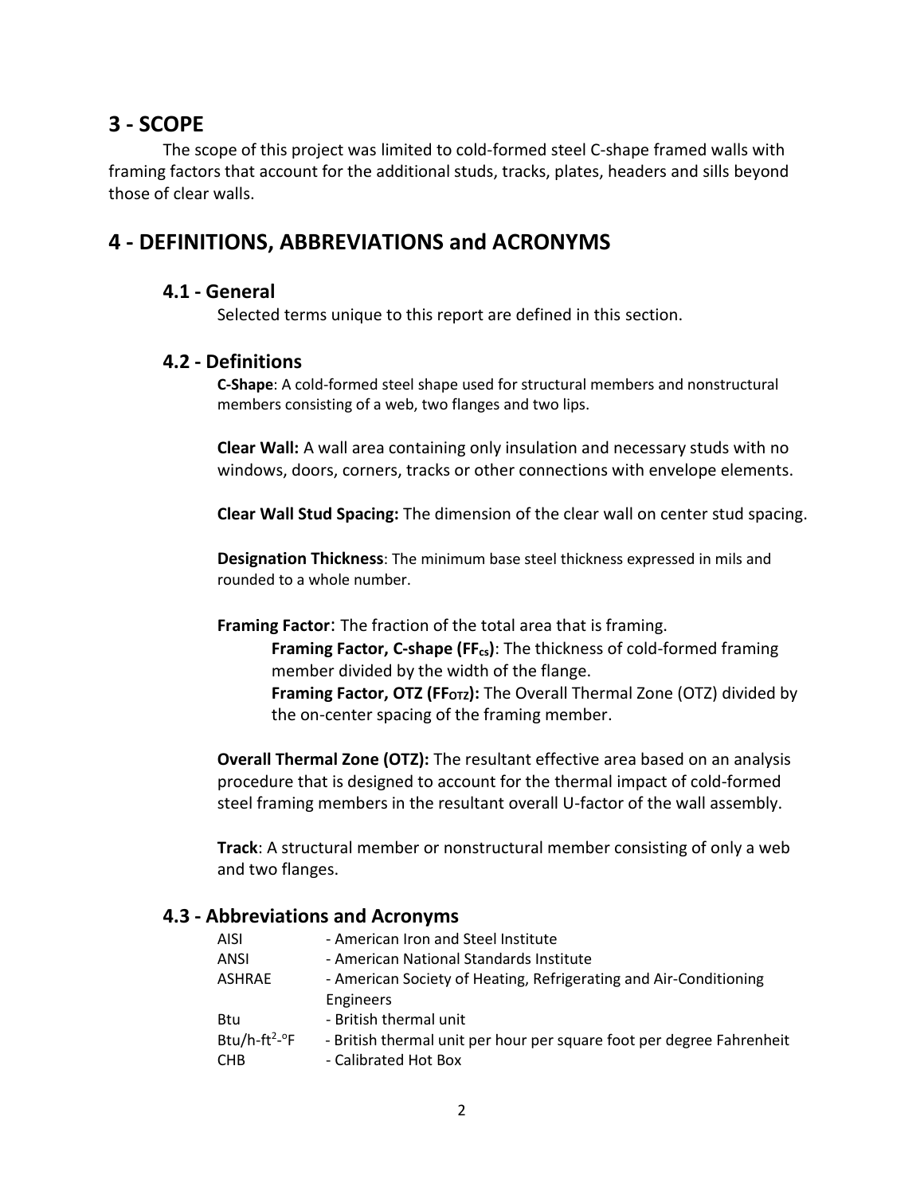## 3 - SCOPE

The scope of this project was limited to cold-formed steel C-shape framed walls with framing factors that account for the additional studs, tracks, plates, headers and sills beyond those of clear walls.

## 4 - DEFINITIONS, ABBREVIATIONS and ACRONYMS

### 4.1 - General

Selected terms unique to this report are defined in this section.

### 4.2 - Definitions

**C-Shape**: A cold-formed steel shape used for structural members and nonstructural members consisting of a web, two flanges and two lips.

**Clear Wall:** A wall area containing only insulation and necessary studs with no windows, doors, corners, tracks or other connections with envelope elements.

**Clear Wall Stud Spacing:** The dimension of the clear wall on center stud spacing.

**Designation Thickness**: The minimum base steel thickness expressed in mils and rounded to a whole number.

**Framing Factor**: The fraction of the total area that is framing.

**Framing Factor, C-shape ($FF_{cs}$)**: The thickness of cold-formed framing member divided by the width of the flange.

**Framing Factor, OTZ ($FF_{OTZ}$):** The Overall Thermal Zone (OTZ) divided by the on-center spacing of the framing member.

**Overall Thermal Zone (OTZ):** The resultant effective area based on an analysis procedure that is designed to account for the thermal impact of cold-formed steel framing members in the resultant overall U-factor of the wall assembly.

**Track**: A structural member or nonstructural member consisting of only a web and two flanges.

### 4.3 - Abbreviations and Acronyms

| | |
|---|---|
| AISI | - American Iron and Steel Institute |
| ANSI | - American National Standards Institute |
| ASHRAE | - American Society of Heating, Refrigerating and Air-Conditioning Engineers |
| Btu | - British thermal unit |
| Btu/h-ft$^2$-°F | - British thermal unit per hour per square foot per degree Fahrenheit |
| CHB | - Calibrated Hot Box |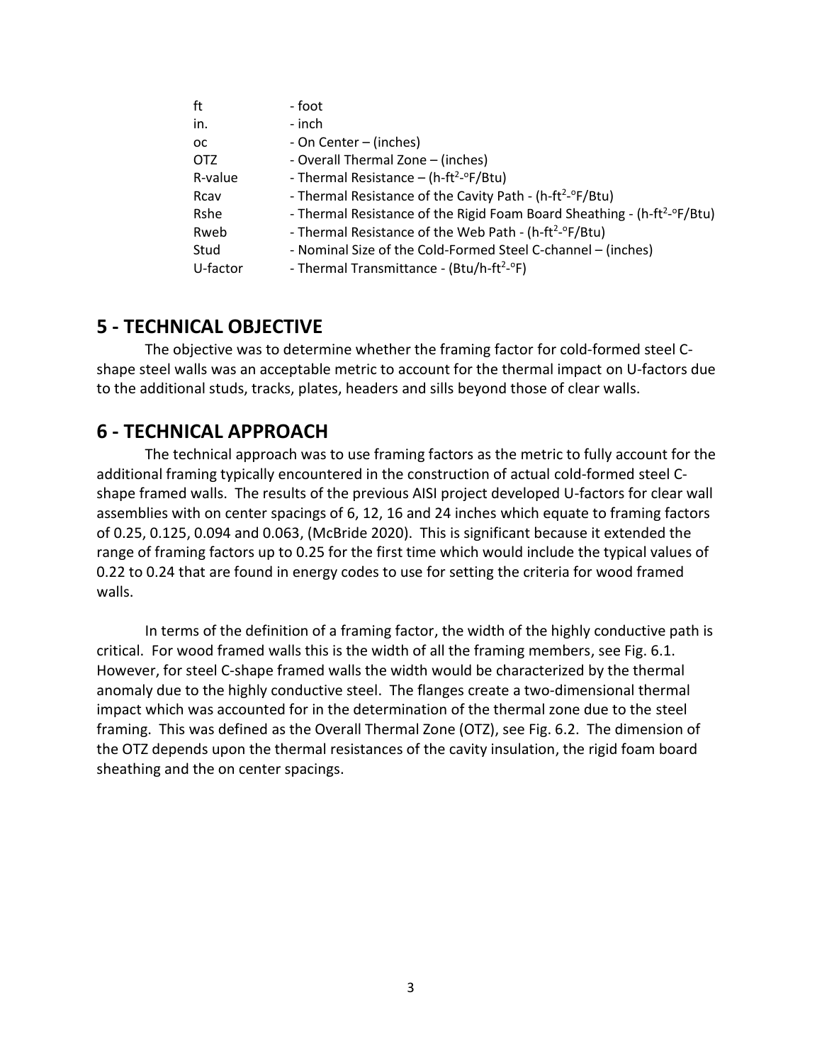| | |
|---|---|
| ft | - foot |
| in. | - inch |
| oc | - On Center – (inches) |
| OTZ | - Overall Thermal Zone – (inches) |
| R-value | - Thermal Resistance – (h-ft$^2$-°F/Btu) |
| Rcav | - Thermal Resistance of the Cavity Path - (h-ft$^2$-°F/Btu) |
| Rshe | - Thermal Resistance of the Rigid Foam Board Sheathing - (h-ft$^2$-°F/Btu) |
| Rweb | - Thermal Resistance of the Web Path - (h-ft$^2$-°F/Btu) |
| Stud | - Nominal Size of the Cold-Formed Steel C-channel – (inches) |
| U-factor | - Thermal Transmittance - (Btu/h-ft$^2$-°F) |

## 5 - TECHNICAL OBJECTIVE

The objective was to determine whether the framing factor for cold-formed steel C-shape steel walls was an acceptable metric to account for the thermal impact on U-factors due to the additional studs, tracks, plates, headers and sills beyond those of clear walls.

## 6 - TECHNICAL APPROACH

The technical approach was to use framing factors as the metric to fully account for the additional framing typically encountered in the construction of actual cold-formed steel C-shape framed walls. The results of the previous AISI project developed U-factors for clear wall assemblies with on center spacings of 6, 12, 16 and 24 inches which equate to framing factors of 0.25, 0.125, 0.094 and 0.063, (McBride 2020). This is significant because it extended the range of framing factors up to 0.25 for the first time which would include the typical values of 0.22 to 0.24 that are found in energy codes to use for setting the criteria for wood framed walls.

In terms of the definition of a framing factor, the width of the highly conductive path is critical. For wood framed walls this is the width of all the framing members, see Fig. 6.1. However, for steel C-shape framed walls the width would be characterized by the thermal anomaly due to the highly conductive steel. The flanges create a two-dimensional thermal impact which was accounted for in the determination of the thermal zone due to the steel framing. This was defined as the Overall Thermal Zone (OTZ), see Fig. 6.2. The dimension of the OTZ depends upon the thermal resistances of the cavity insulation, the rigid foam board sheathing and the on center spacings.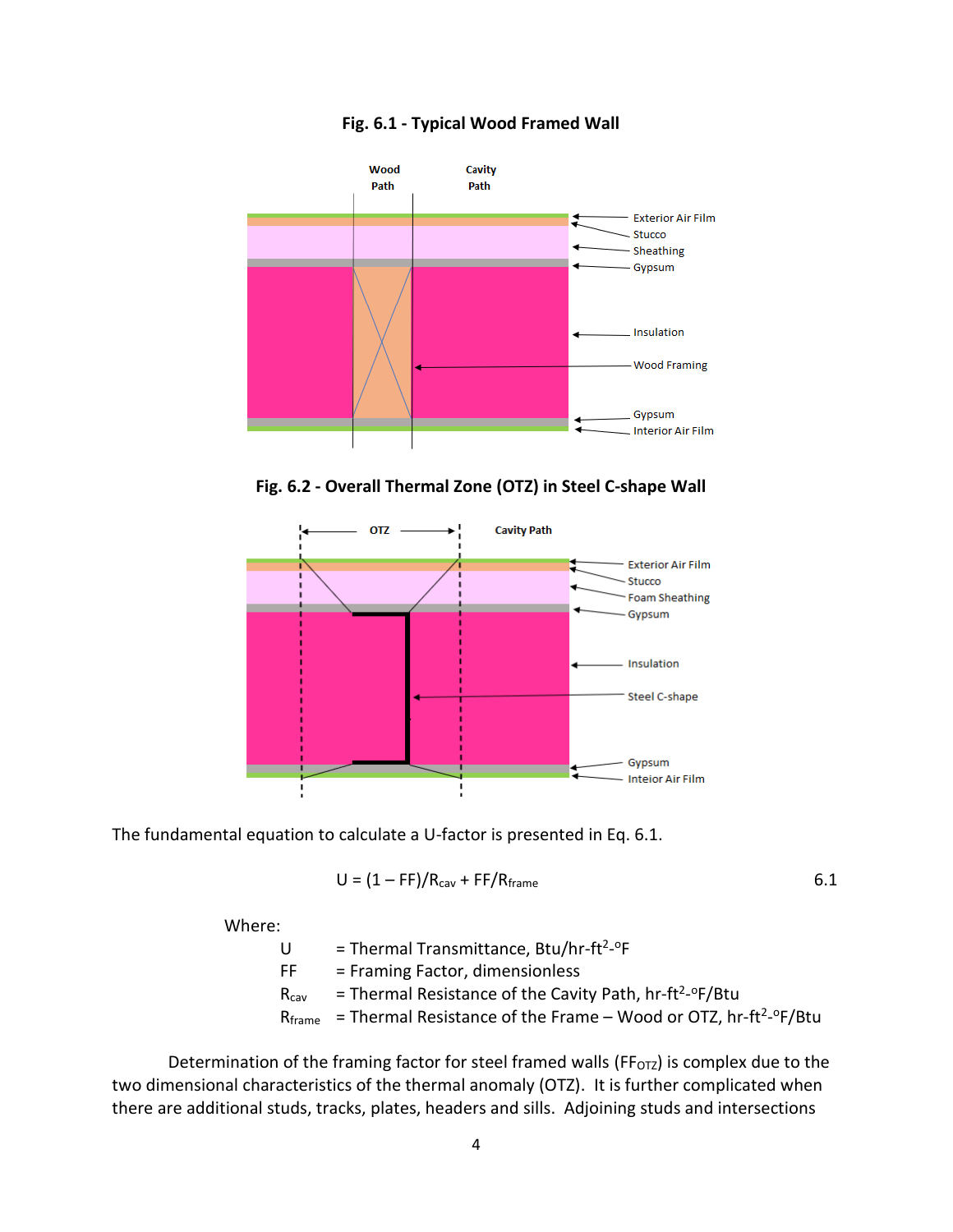**Fig. 6.1 - Typical Wood Framed Wall**

**Fig. 6.2 - Overall Thermal Zone (OTZ) in Steel C-shape Wall**

The fundamental equation to calculate a U-factor is presented in Eq. 6.1.

$$U = (1 - FF)/R_{cav} + FF/R_{frame} \qquad 6.1$$

Where:

- $U$ = Thermal Transmittance, Btu/hr-ft$^2$-$^o$F
- $FF$ = Framing Factor, dimensionless
- $R_{cav}$ = Thermal Resistance of the Cavity Path, hr-ft$^2$-$^o$F/Btu
- $R_{frame}$ = Thermal Resistance of the Frame – Wood or OTZ, hr-ft$^2$-$^o$F/Btu

Determination of the framing factor for steel framed walls ($FF_{OTZ}$) is complex due to the two dimensional characteristics of the thermal anomaly (OTZ). It is further complicated when there are additional studs, tracks, plates, headers and sills. Adjoining studs and intersections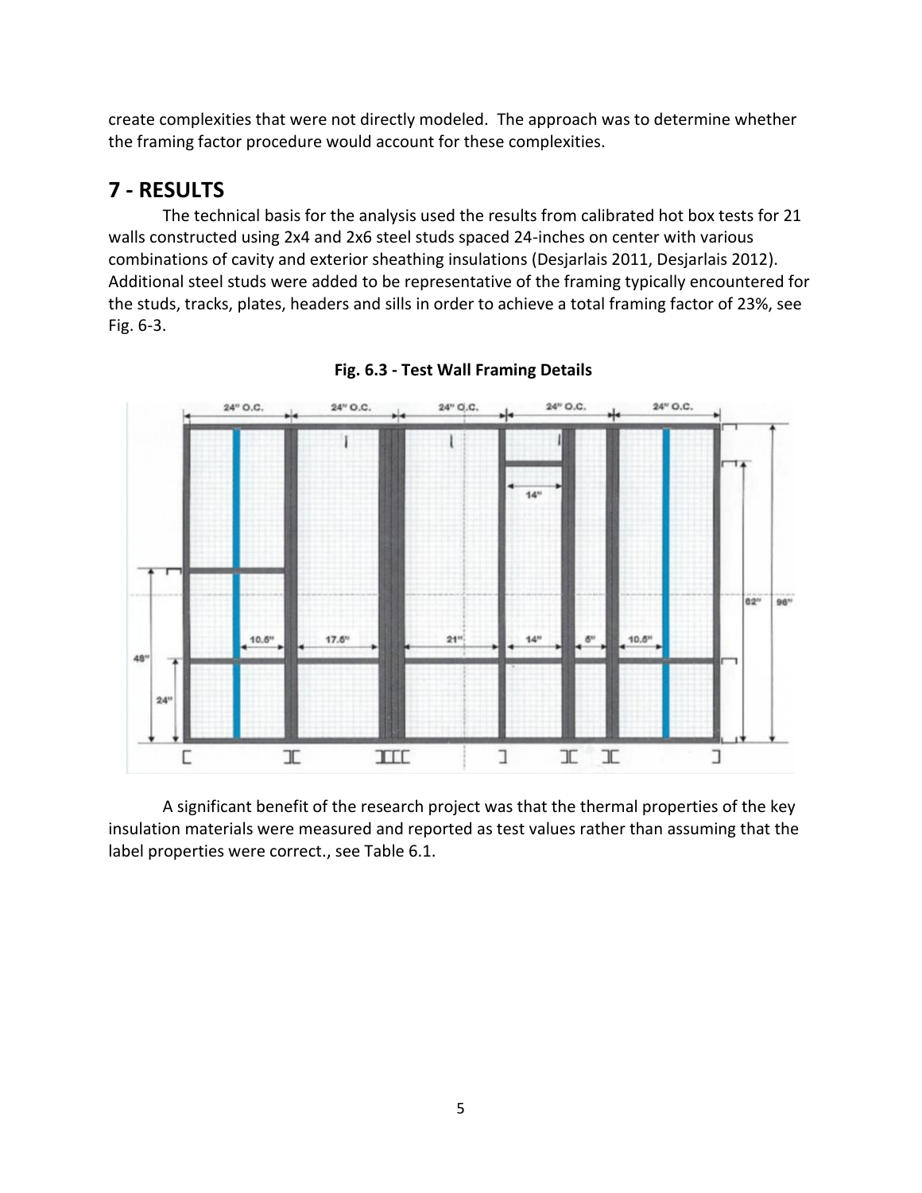create complexities that were not directly modeled. The approach was to determine whether the framing factor procedure would account for these complexities.

## 7 - RESULTS

The technical basis for the analysis used the results from calibrated hot box tests for 21 walls constructed using 2x4 and 2x6 steel studs spaced 24-inches on center with various combinations of cavity and exterior sheathing insulations (Desjarlais 2011, Desjarlais 2012). Additional steel studs were added to be representative of the framing typically encountered for the studs, tracks, plates, headers and sills in order to achieve a total framing factor of 23%, see Fig. 6-3.

**Fig. 6.3 - Test Wall Framing Details**

A significant benefit of the research project was that the thermal properties of the key insulation materials were measured and reported as test values rather than assuming that the label properties were correct., see Table 6.1.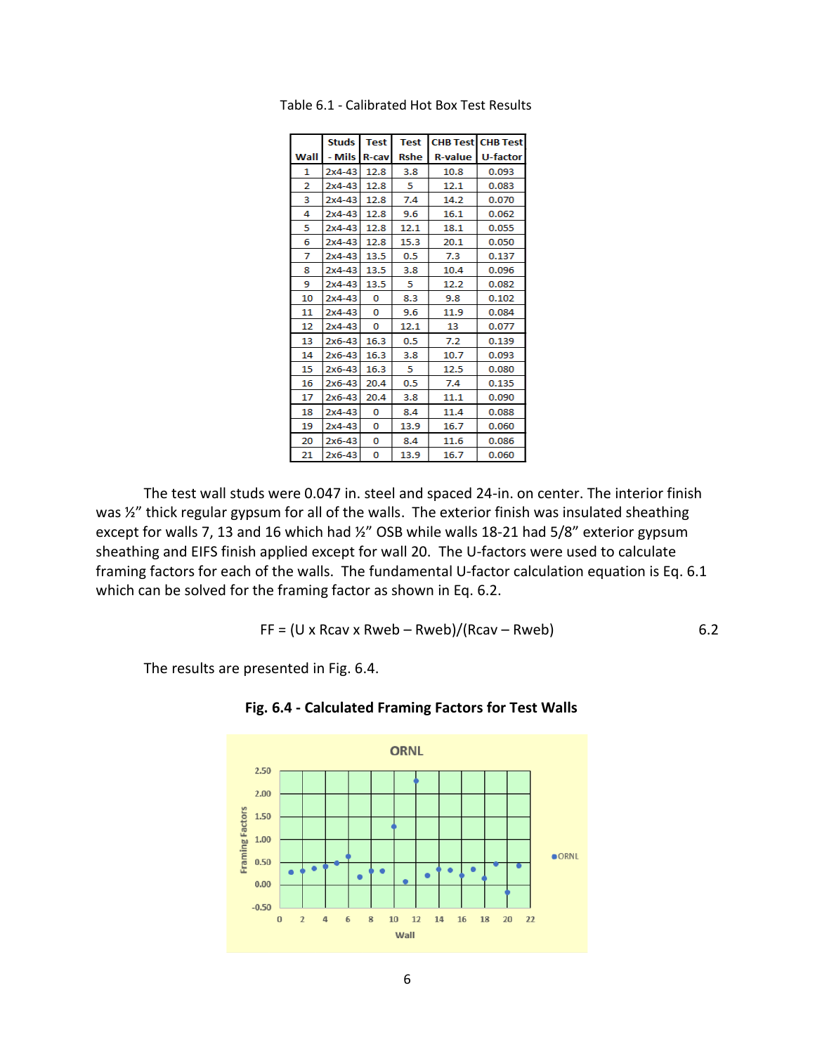Table 6.1 - Calibrated Hot Box Test Results

| Wall | Studs - Mils | Test R-cav | Test Rshe | CHB Test R-value | CHB Test U-factor |
|---|---|---|---|---|---|
| 1 | 2x4-43 | 12.8 | 3.8 | 10.8 | 0.093 |
| 2 | 2x4-43 | 12.8 | 5 | 12.1 | 0.083 |
| 3 | 2x4-43 | 12.8 | 7.4 | 14.2 | 0.070 |
| 4 | 2x4-43 | 12.8 | 9.6 | 16.1 | 0.062 |
| 5 | 2x4-43 | 12.8 | 12.1 | 18.1 | 0.055 |
| 6 | 2x4-43 | 12.8 | 15.3 | 20.1 | 0.050 |
| 7 | 2x4-43 | 13.5 | 0.5 | 7.3 | 0.137 |
| 8 | 2x4-43 | 13.5 | 3.8 | 10.4 | 0.096 |
| 9 | 2x4-43 | 13.5 | 5 | 12.2 | 0.082 |
| 10 | 2x4-43 | 0 | 8.3 | 9.8 | 0.102 |
| 11 | 2x4-43 | 0 | 9.6 | 11.9 | 0.084 |
| 12 | 2x4-43 | 0 | 12.1 | 13 | 0.077 |
| 13 | 2x6-43 | 16.3 | 0.5 | 7.2 | 0.139 |
| 14 | 2x6-43 | 16.3 | 3.8 | 10.7 | 0.093 |
| 15 | 2x6-43 | 16.3 | 5 | 12.5 | 0.080 |
| 16 | 2x6-43 | 20.4 | 0.5 | 7.4 | 0.135 |
| 17 | 2x6-43 | 20.4 | 3.8 | 11.1 | 0.090 |
| 18 | 2x4-43 | 0 | 8.4 | 11.4 | 0.088 |
| 19 | 2x4-43 | 0 | 13.9 | 16.7 | 0.060 |
| 20 | 2x6-43 | 0 | 8.4 | 11.6 | 0.086 |
| 21 | 2x6-43 | 0 | 13.9 | 16.7 | 0.060 |

The test wall studs were 0.047 in. steel and spaced 24-in. on center. The interior finish was ½" thick regular gypsum for all of the walls. The exterior finish was insulated sheathing except for walls 7, 13 and 16 which had ½" OSB while walls 18-21 had 5/8" exterior gypsum sheathing and EIFS finish applied except for wall 20. The U-factors were used to calculate framing factors for each of the walls. The fundamental U-factor calculation equation is Eq. 6.1 which can be solved for the framing factor as shown in Eq. 6.2.

$$FF = (U \times Rcav \times Rweb - Rweb)/(Rcav - Rweb) \quad 6.2$$

The results are presented in Fig. 6.4.

**Fig. 6.4 - Calculated Framing Factors for Test Walls**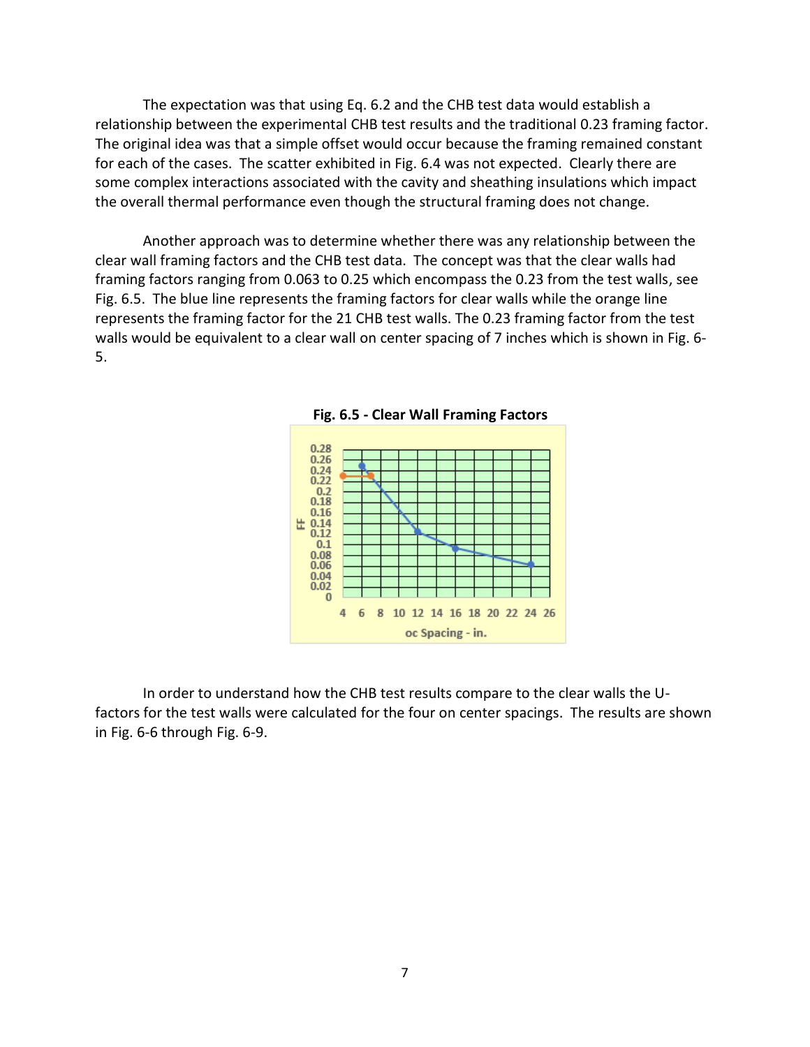The expectation was that using Eq. 6.2 and the CHB test data would establish a relationship between the experimental CHB test results and the traditional 0.23 framing factor. The original idea was that a simple offset would occur because the framing remained constant for each of the cases. The scatter exhibited in Fig. 6.4 was not expected. Clearly there are some complex interactions associated with the cavity and sheathing insulations which impact the overall thermal performance even though the structural framing does not change.

Another approach was to determine whether there was any relationship between the clear wall framing factors and the CHB test data. The concept was that the clear walls had framing factors ranging from 0.063 to 0.25 which encompass the 0.23 from the test walls, see Fig. 6.5. The blue line represents the framing factors for clear walls while the orange line represents the framing factor for the 21 CHB test walls. The 0.23 framing factor from the test walls would be equivalent to a clear wall on center spacing of 7 inches which is shown in Fig. 6-5.

**Fig. 6.5 - Clear Wall Framing Factors**

In order to understand how the CHB test results compare to the clear walls the U-factors for the test walls were calculated for the four on center spacings. The results are shown in Fig. 6-6 through Fig. 6-9.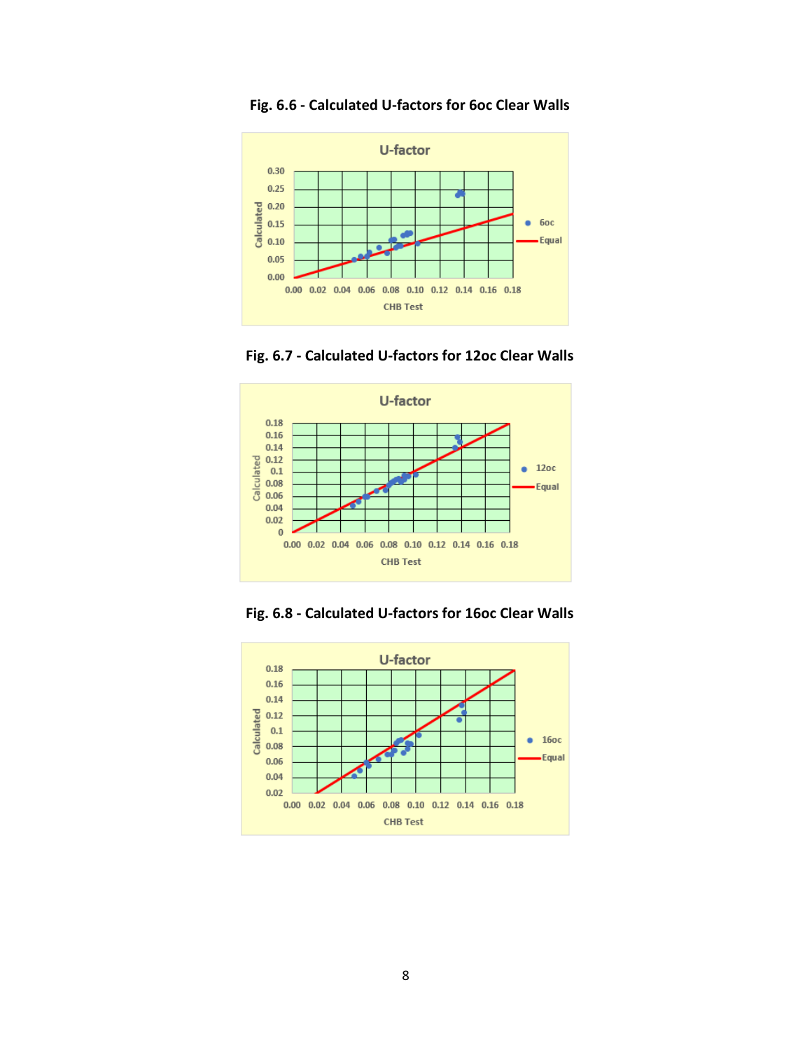**Fig. 6.6 - Calculated U-factors for 6oc Clear Walls**

**Fig. 6.7 - Calculated U-factors for 12oc Clear Walls**

**Fig. 6.8 - Calculated U-factors for 16oc Clear Walls**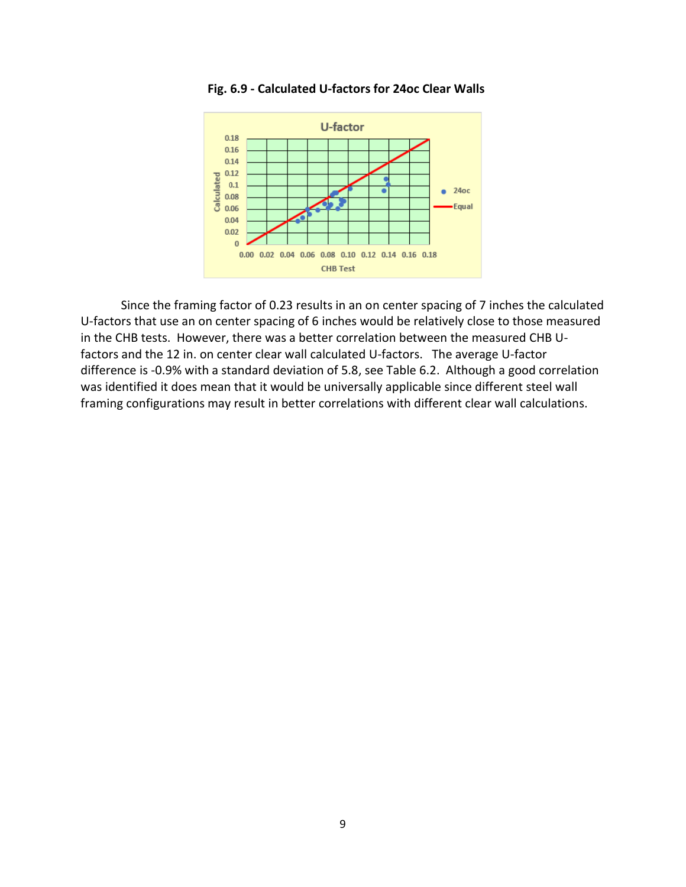**Fig. 6.9 - Calculated U-factors for 24oc Clear Walls**

Since the framing factor of 0.23 results in an on center spacing of 7 inches the calculated U-factors that use an on center spacing of 6 inches would be relatively close to those measured in the CHB tests. However, there was a better correlation between the measured CHB U-factors and the 12 in. on center clear wall calculated U-factors. The average U-factor difference is -0.9% with a standard deviation of 5.8, see Table 6.2. Although a good correlation was identified it does mean that it would be universally applicable since different steel wall framing configurations may result in better correlations with different clear wall calculations.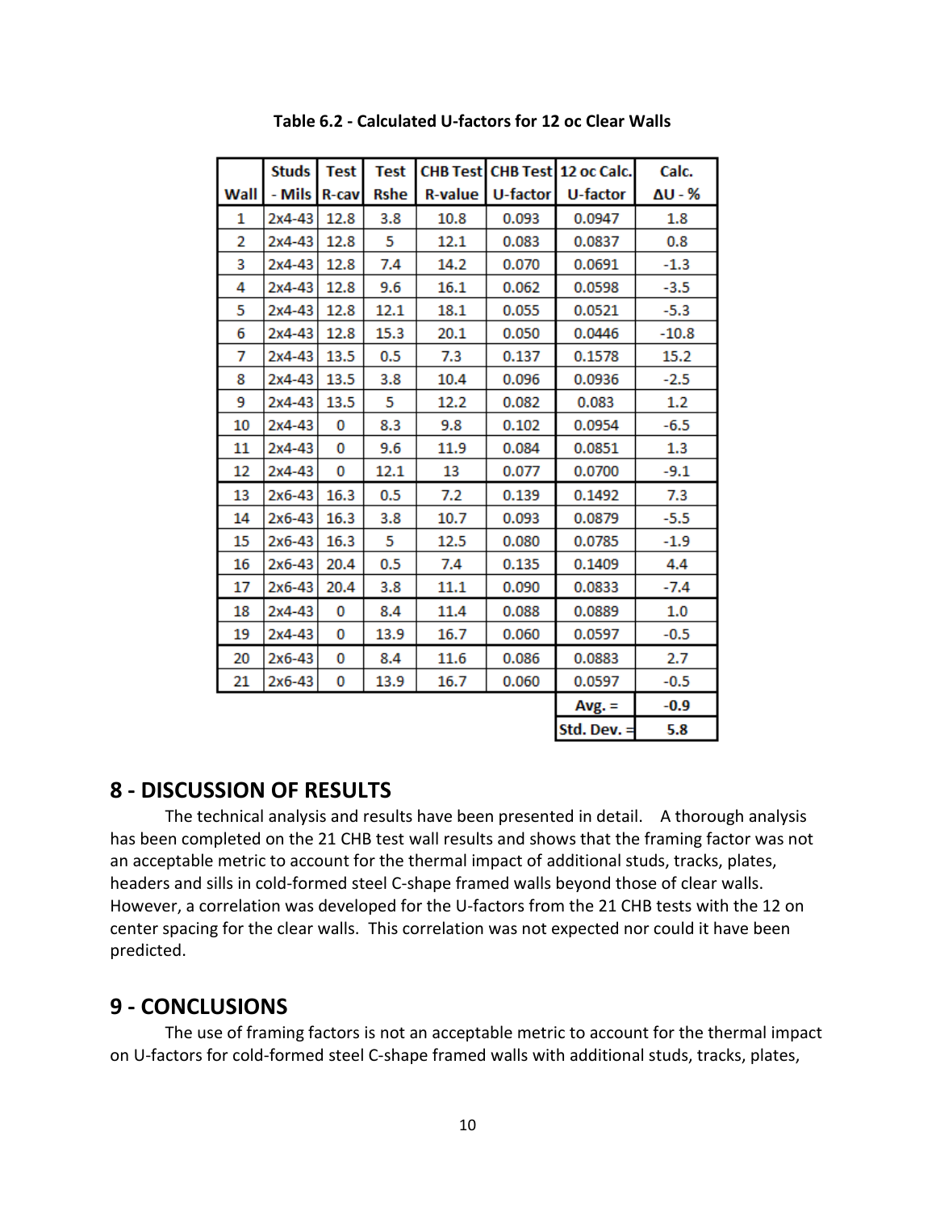**Table 6.2 - Calculated U-factors for 12 oc Clear Walls**

| Wall | Studs - Mils | Test R-cav | Test Rshe | CHB Test R-value | CHB Test U-factor | 12 oc Calc. U-factor | Calc. ΔU - % |
|---|---|---|---|---|---|---|---|
| 1 | 2x4-43 | 12.8 | 3.8 | 10.8 | 0.093 | 0.0947 | 1.8 |
| 2 | 2x4-43 | 12.8 | 5 | 12.1 | 0.083 | 0.0837 | 0.8 |
| 3 | 2x4-43 | 12.8 | 7.4 | 14.2 | 0.070 | 0.0691 | -1.3 |
| 4 | 2x4-43 | 12.8 | 9.6 | 16.1 | 0.062 | 0.0598 | -3.5 |
| 5 | 2x4-43 | 12.8 | 12.1 | 18.1 | 0.055 | 0.0521 | -5.3 |
| 6 | 2x4-43 | 12.8 | 15.3 | 20.1 | 0.050 | 0.0446 | -10.8 |
| 7 | 2x4-43 | 13.5 | 0.5 | 7.3 | 0.137 | 0.1578 | 15.2 |
| 8 | 2x4-43 | 13.5 | 3.8 | 10.4 | 0.096 | 0.0936 | -2.5 |
| 9 | 2x4-43 | 13.5 | 5 | 12.2 | 0.082 | 0.083 | 1.2 |
| 10 | 2x4-43 | 0 | 8.3 | 9.8 | 0.102 | 0.0954 | -6.5 |
| 11 | 2x4-43 | 0 | 9.6 | 11.9 | 0.084 | 0.0851 | 1.3 |
| 12 | 2x4-43 | 0 | 12.1 | 13 | 0.077 | 0.0700 | -9.1 |
| 13 | 2x6-43 | 16.3 | 0.5 | 7.2 | 0.139 | 0.1492 | 7.3 |
| 14 | 2x6-43 | 16.3 | 3.8 | 10.7 | 0.093 | 0.0879 | -5.5 |
| 15 | 2x6-43 | 16.3 | 5 | 12.5 | 0.080 | 0.0785 | -1.9 |
| 16 | 2x6-43 | 20.4 | 0.5 | 7.4 | 0.135 | 0.1409 | 4.4 |
| 17 | 2x6-43 | 20.4 | 3.8 | 11.1 | 0.090 | 0.0833 | -7.4 |
| 18 | 2x4-43 | 0 | 8.4 | 11.4 | 0.088 | 0.0889 | 1.0 |
| 19 | 2x4-43 | 0 | 13.9 | 16.7 | 0.060 | 0.0597 | -0.5 |
| 20 | 2x6-43 | 0 | 8.4 | 11.6 | 0.086 | 0.0883 | 2.7 |
| 21 | 2x6-43 | 0 | 13.9 | 16.7 | 0.060 | 0.0597 | -0.5 |
| | | | | | | Avg. = | -0.9 |
| | | | | | | Std. Dev. = | 5.8 |

# 8 - DISCUSSION OF RESULTS

The technical analysis and results have been presented in detail. A thorough analysis has been completed on the 21 CHB test wall results and shows that the framing factor was not an acceptable metric to account for the thermal impact of additional studs, tracks, plates, headers and sills in cold-formed steel C-shape framed walls beyond those of clear walls. However, a correlation was developed for the U-factors from the 21 CHB tests with the 12 on center spacing for the clear walls. This correlation was not expected nor could it have been predicted.

# 9 - CONCLUSIONS

The use of framing factors is not an acceptable metric to account for the thermal impact on U-factors for cold-formed steel C-shape framed walls with additional studs, tracks, plates,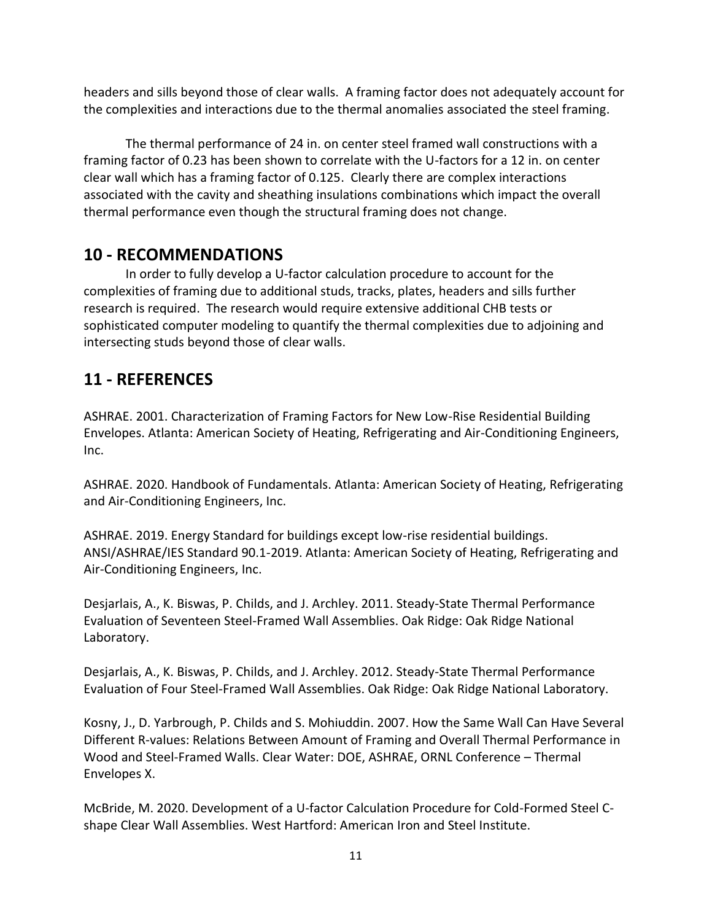headers and sills beyond those of clear walls. A framing factor does not adequately account for the complexities and interactions due to the thermal anomalies associated the steel framing.

The thermal performance of 24 in. on center steel framed wall constructions with a framing factor of 0.23 has been shown to correlate with the U-factors for a 12 in. on center clear wall which has a framing factor of 0.125. Clearly there are complex interactions associated with the cavity and sheathing insulations combinations which impact the overall thermal performance even though the structural framing does not change.

## 10 - RECOMMENDATIONS

In order to fully develop a U-factor calculation procedure to account for the complexities of framing due to additional studs, tracks, plates, headers and sills further research is required. The research would require extensive additional CHB tests or sophisticated computer modeling to quantify the thermal complexities due to adjoining and intersecting studs beyond those of clear walls.

## 11 - REFERENCES

ASHRAE. 2001. Characterization of Framing Factors for New Low-Rise Residential Building Envelopes. Atlanta: American Society of Heating, Refrigerating and Air-Conditioning Engineers, Inc.

ASHRAE. 2020. Handbook of Fundamentals. Atlanta: American Society of Heating, Refrigerating and Air-Conditioning Engineers, Inc.

ASHRAE. 2019. Energy Standard for buildings except low-rise residential buildings. ANSI/ASHRAE/IES Standard 90.1-2019. Atlanta: American Society of Heating, Refrigerating and Air-Conditioning Engineers, Inc.

Desjarlais, A., K. Biswas, P. Childs, and J. Archley. 2011. Steady-State Thermal Performance Evaluation of Seventeen Steel-Framed Wall Assemblies. Oak Ridge: Oak Ridge National Laboratory.

Desjarlais, A., K. Biswas, P. Childs, and J. Archley. 2012. Steady-State Thermal Performance Evaluation of Four Steel-Framed Wall Assemblies. Oak Ridge: Oak Ridge National Laboratory.

Kosny, J., D. Yarbrough, P. Childs and S. Mohiuddin. 2007. How the Same Wall Can Have Several Different R-values: Relations Between Amount of Framing and Overall Thermal Performance in Wood and Steel-Framed Walls. Clear Water: DOE, ASHRAE, ORNL Conference – Thermal Envelopes X.

McBride, M. 2020. Development of a U-factor Calculation Procedure for Cold-Formed Steel C-shape Clear Wall Assemblies. West Hartford: American Iron and Steel Institute.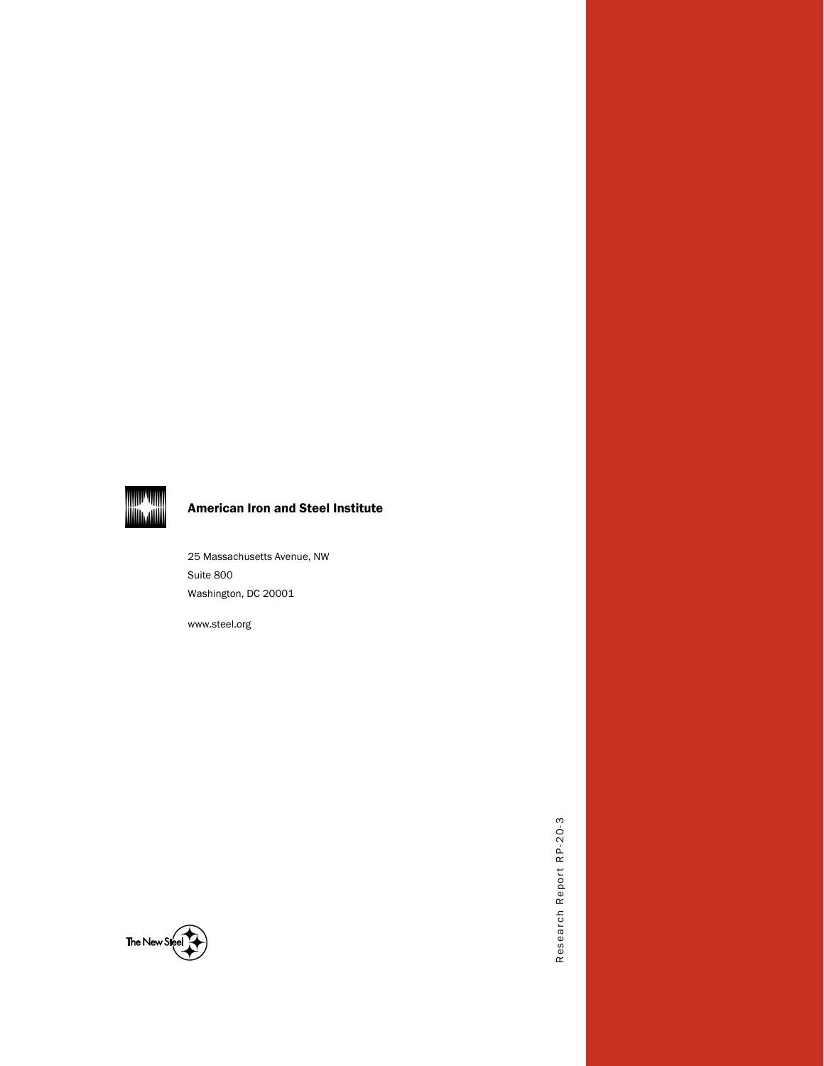**American Iron and Steel Institute**

25 Massachusetts Avenue, NW
Suite 800
Washington, DC 20001

www.steel.org

The New Steel

Research Report RP-20-3